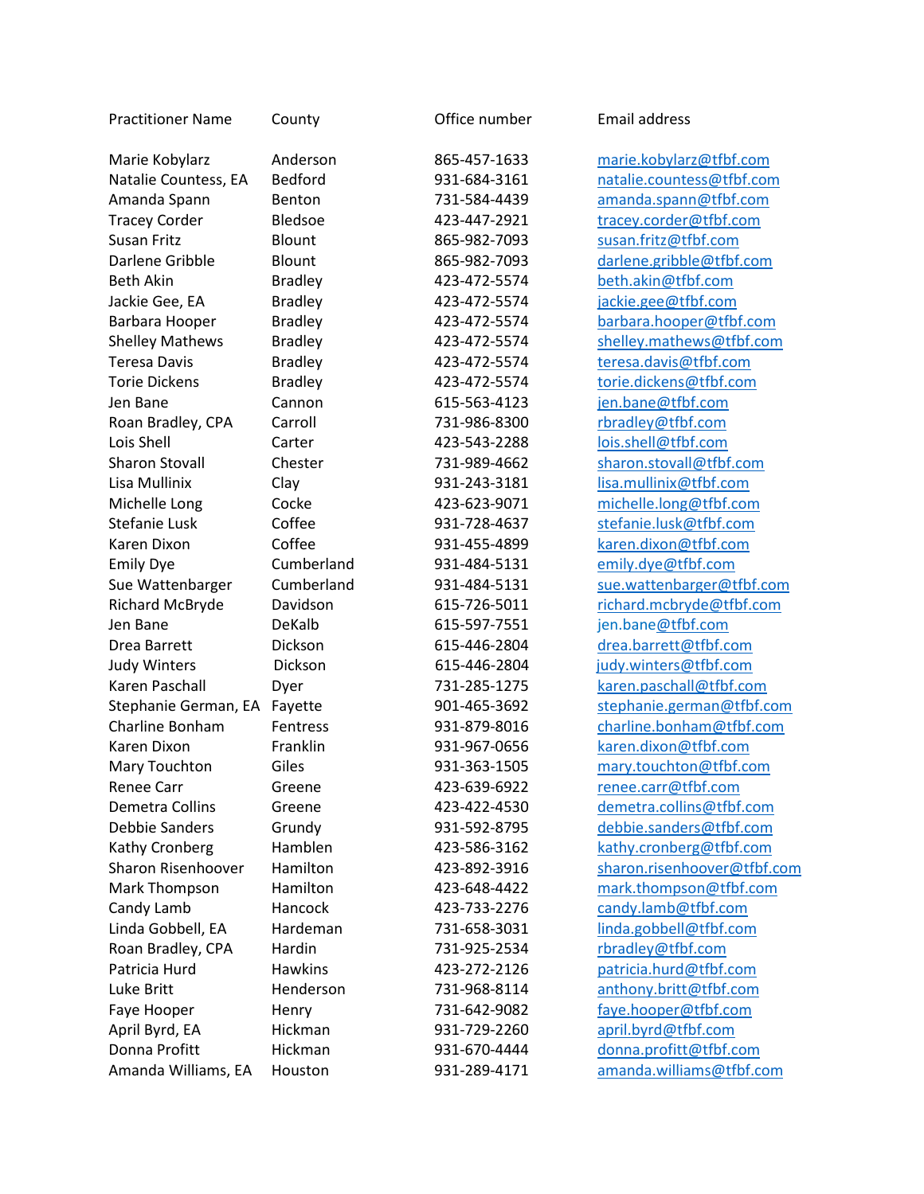| Practitioner Name | County | Office number | Email address |
|---|---|---|---|
| Marie Kobylarz | Anderson | 865-457-1633 | marie.kobylarz@tfbf.com |
| Natalie Countess, EA | Bedford | 931-684-3161 | natalie.countess@tfbf.com |
| Amanda Spann | Benton | 731-584-4439 | amanda.spann@tfbf.com |
| Tracey Corder | Bledsoe | 423-447-2921 | tracey.corder@tfbf.com |
| Susan Fritz | Blount | 865-982-7093 | susan.fritz@tfbf.com |
| Darlene Gribble | Blount | 865-982-7093 | darlene.gribble@tfbf.com |
| Beth Akin | Bradley | 423-472-5574 | beth.akin@tfbf.com |
| Jackie Gee, EA | Bradley | 423-472-5574 | jackie.gee@tfbf.com |
| Barbara Hooper | Bradley | 423-472-5574 | barbara.hooper@tfbf.com |
| Shelley Mathews | Bradley | 423-472-5574 | shelley.mathews@tfbf.com |
| Teresa Davis | Bradley | 423-472-5574 | teresa.davis@tfbf.com |
| Torie Dickens | Bradley | 423-472-5574 | torie.dickens@tfbf.com |
| Jen Bane | Cannon | 615-563-4123 | jen.bane@tfbf.com |
| Roan Bradley, CPA | Carroll | 731-986-8300 | rbradley@tfbf.com |
| Lois Shell | Carter | 423-543-2288 | lois.shell@tfbf.com |
| Sharon Stovall | Chester | 731-989-4662 | sharon.stovall@tfbf.com |
| Lisa Mullinix | Clay | 931-243-3181 | lisa.mullinix@tfbf.com |
| Michelle Long | Cocke | 423-623-9071 | michelle.long@tfbf.com |
| Stefanie Lusk | Coffee | 931-728-4637 | stefanie.lusk@tfbf.com |
| Karen Dixon | Coffee | 931-455-4899 | karen.dixon@tfbf.com |
| Emily Dye | Cumberland | 931-484-5131 | emily.dye@tfbf.com |
| Sue Wattenbarger | Cumberland | 931-484-5131 | sue.wattenbarger@tfbf.com |
| Richard McBryde | Davidson | 615-726-5011 | richard.mcbryde@tfbf.com |
| Jen Bane | DeKalb | 615-597-7551 | jen.bane@tfbf.com |
| Drea Barrett | Dickson | 615-446-2804 | drea.barrett@tfbf.com |
| Judy Winters | Dickson | 615-446-2804 | judy.winters@tfbf.com |
| Karen Paschall | Dyer | 731-285-1275 | karen.paschall@tfbf.com |
| Stephanie German, EA | Fayette | 901-465-3692 | stephanie.german@tfbf.com |
| Charline Bonham | Fentress | 931-879-8016 | charline.bonham@tfbf.com |
| Karen Dixon | Franklin | 931-967-0656 | karen.dixon@tfbf.com |
| Mary Touchton | Giles | 931-363-1505 | mary.touchton@tfbf.com |
| Renee Carr | Greene | 423-639-6922 | renee.carr@tfbf.com |
| Demetra Collins | Greene | 423-422-4530 | demetra.collins@tfbf.com |
| Debbie Sanders | Grundy | 931-592-8795 | debbie.sanders@tfbf.com |
| Kathy Cronberg | Hamblen | 423-586-3162 | kathy.cronberg@tfbf.com |
| Sharon Risenhoover | Hamilton | 423-892-3916 | sharon.risenhoover@tfbf.com |
| Mark Thompson | Hamilton | 423-648-4422 | mark.thompson@tfbf.com |
| Candy Lamb | Hancock | 423-733-2276 | candy.lamb@tfbf.com |
| Linda Gobbell, EA | Hardeman | 731-658-3031 | linda.gobbell@tfbf.com |
| Roan Bradley, CPA | Hardin | 731-925-2534 | rbradley@tfbf.com |
| Patricia Hurd | Hawkins | 423-272-2126 | patricia.hurd@tfbf.com |
| Luke Britt | Henderson | 731-968-8114 | anthony.britt@tfbf.com |
| Faye Hooper | Henry | 731-642-9082 | faye.hooper@tfbf.com |
| April Byrd, EA | Hickman | 931-729-2260 | april.byrd@tfbf.com |
| Donna Profitt | Hickman | 931-670-4444 | donna.profitt@tfbf.com |
| Amanda Williams, EA | Houston | 931-289-4171 | amanda.williams@tfbf.com |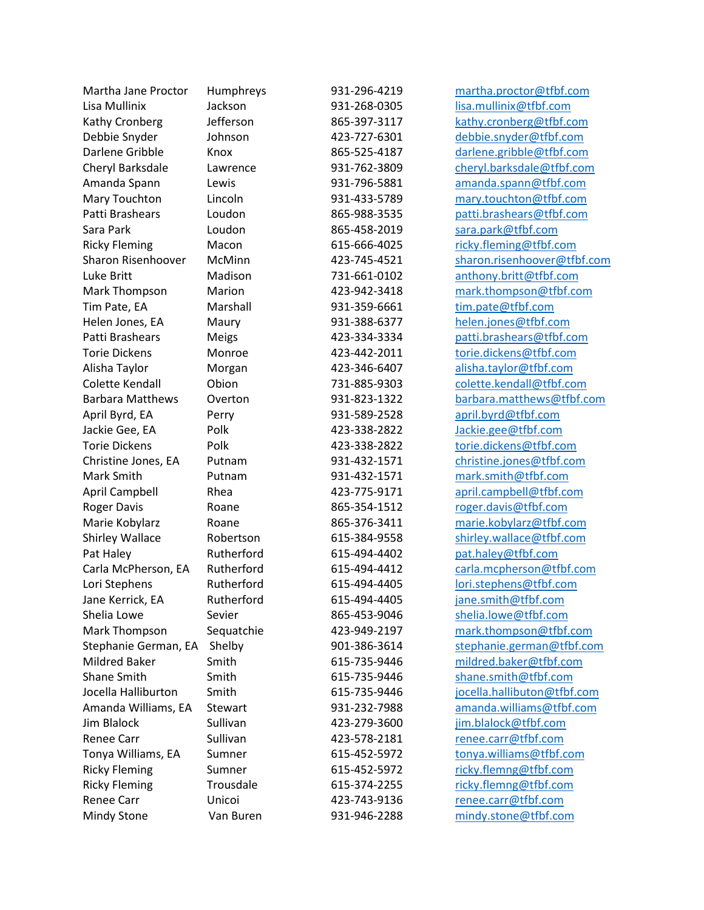| | | | |
|---|---|---|---|
| Martha Jane Proctor | Humphreys | 931-296-4219 | martha.proctor@tfbf.com |
| Lisa Mullinix | Jackson | 931-268-0305 | lisa.mullinix@tfbf.com |
| Kathy Cronberg | Jefferson | 865-397-3117 | kathy.cronberg@tfbf.com |
| Debbie Snyder | Johnson | 423-727-6301 | debbie.snyder@tfbf.com |
| Darlene Gribble | Knox | 865-525-4187 | darlene.gribble@tfbf.com |
| Cheryl Barksdale | Lawrence | 931-762-3809 | cheryl.barksdale@tfbf.com |
| Amanda Spann | Lewis | 931-796-5881 | amanda.spann@tfbf.com |
| Mary Touchton | Lincoln | 931-433-5789 | mary.touchton@tfbf.com |
| Patti Brashears | Loudon | 865-988-3535 | patti.brashears@tfbf.com |
| Sara Park | Loudon | 865-458-2019 | sara.park@tfbf.com |
| Ricky Fleming | Macon | 615-666-4025 | ricky.fleming@tfbf.com |
| Sharon Risenhoover | McMinn | 423-745-4521 | sharon.risenhoover@tfbf.com |
| Luke Britt | Madison | 731-661-0102 | anthony.britt@tfbf.com |
| Mark Thompson | Marion | 423-942-3418 | mark.thompson@tfbf.com |
| Tim Pate, EA | Marshall | 931-359-6661 | tim.pate@tfbf.com |
| Helen Jones, EA | Maury | 931-388-6377 | helen.jones@tfbf.com |
| Patti Brashears | Meigs | 423-334-3334 | patti.brashears@tfbf.com |
| Torie Dickens | Monroe | 423-442-2011 | torie.dickens@tfbf.com |
| Alisha Taylor | Morgan | 423-346-6407 | alisha.taylor@tfbf.com |
| Colette Kendall | Obion | 731-885-9303 | colette.kendall@tfbf.com |
| Barbara Matthews | Overton | 931-823-1322 | barbara.matthews@tfbf.com |
| April Byrd, EA | Perry | 931-589-2528 | april.byrd@tfbf.com |
| Jackie Gee, EA | Polk | 423-338-2822 | Jackie.gee@tfbf.com |
| Torie Dickens | Polk | 423-338-2822 | torie.dickens@tfbf.com |
| Christine Jones, EA | Putnam | 931-432-1571 | christine.jones@tfbf.com |
| Mark Smith | Putnam | 931-432-1571 | mark.smith@tfbf.com |
| April Campbell | Rhea | 423-775-9171 | april.campbell@tfbf.com |
| Roger Davis | Roane | 865-354-1512 | roger.davis@tfbf.com |
| Marie Kobylarz | Roane | 865-376-3411 | marie.kobylarz@tfbf.com |
| Shirley Wallace | Robertson | 615-384-9558 | shirley.wallace@tfbf.com |
| Pat Haley | Rutherford | 615-494-4402 | pat.haley@tfbf.com |
| Carla McPherson, EA | Rutherford | 615-494-4412 | carla.mcpherson@tfbf.com |
| Lori Stephens | Rutherford | 615-494-4405 | lori.stephens@tfbf.com |
| Jane Kerrick, EA | Rutherford | 615-494-4405 | jane.smith@tfbf.com |
| Shelia Lowe | Sevier | 865-453-9046 | shelia.lowe@tfbf.com |
| Mark Thompson | Sequatchie | 423-949-2197 | mark.thompson@tfbf.com |
| Stephanie German, EA | Shelby | 901-386-3614 | stephanie.german@tfbf.com |
| Mildred Baker | Smith | 615-735-9446 | mildred.baker@tfbf.com |
| Shane Smith | Smith | 615-735-9446 | shane.smith@tfbf.com |
| Jocella Halliburton | Smith | 615-735-9446 | jocella.hallibuton@tfbf.com |
| Amanda Williams, EA | Stewart | 931-232-7988 | amanda.williams@tfbf.com |
| Jim Blalock | Sullivan | 423-279-3600 | jim.blalock@tfbf.com |
| Renee Carr | Sullivan | 423-578-2181 | renee.carr@tfbf.com |
| Tonya Williams, EA | Sumner | 615-452-5972 | tonya.williams@tfbf.com |
| Ricky Fleming | Sumner | 615-452-5972 | ricky.flemng@tfbf.com |
| Ricky Fleming | Trousdale | 615-374-2255 | ricky.flemng@tfbf.com |
| Renee Carr | Unicoi | 423-743-9136 | renee.carr@tfbf.com |
| Mindy Stone | Van Buren | 931-946-2288 | mindy.stone@tfbf.com |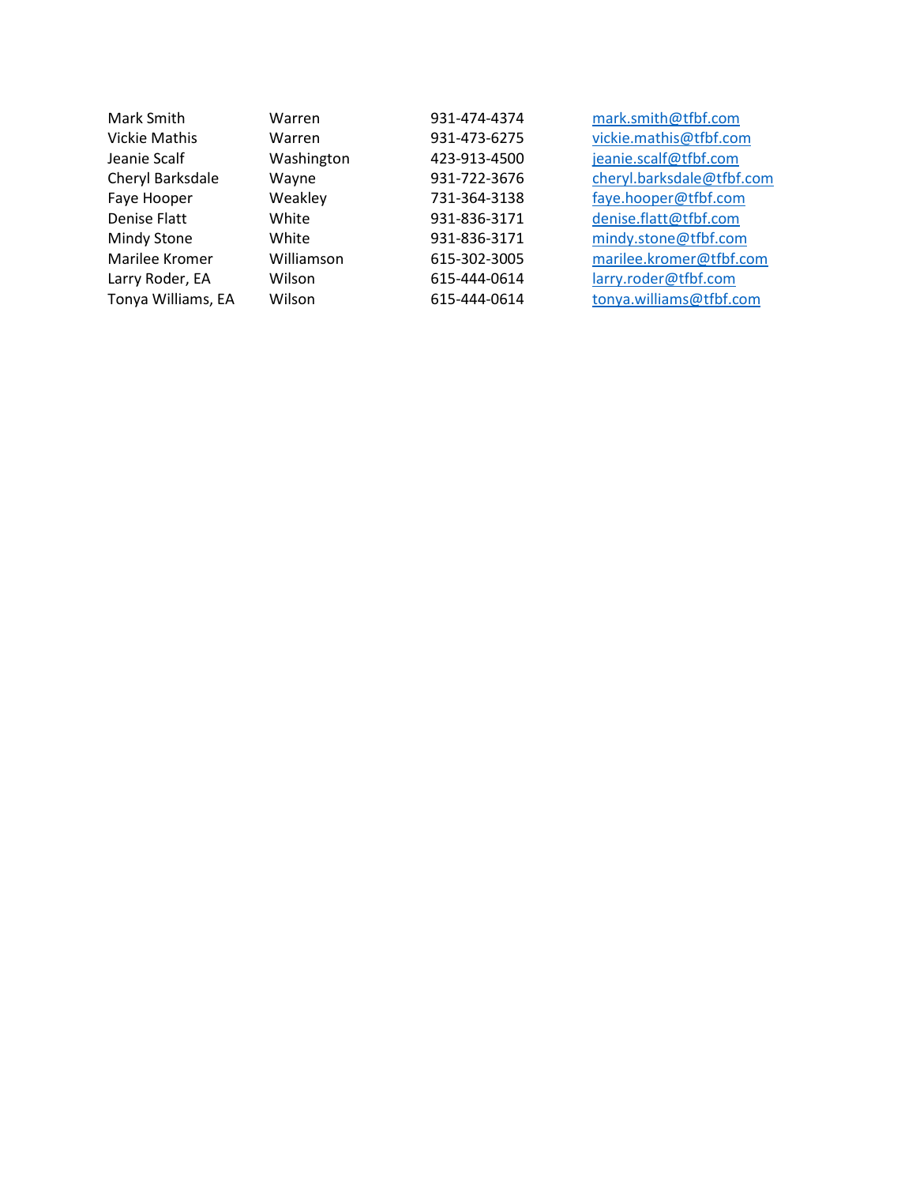| | | | |
|---|---|---|---|
| Mark Smith | Warren | 931-474-4374 | mark.smith@tfbf.com |
| Vickie Mathis | Warren | 931-473-6275 | vickie.mathis@tfbf.com |
| Jeanie Scalf | Washington | 423-913-4500 | jeanie.scalf@tfbf.com |
| Cheryl Barksdale | Wayne | 931-722-3676 | cheryl.barksdale@tfbf.com |
| Faye Hooper | Weakley | 731-364-3138 | faye.hooper@tfbf.com |
| Denise Flatt | White | 931-836-3171 | denise.flatt@tfbf.com |
| Mindy Stone | White | 931-836-3171 | mindy.stone@tfbf.com |
| Marilee Kromer | Williamson | 615-302-3005 | marilee.kromer@tfbf.com |
| Larry Roder, EA | Wilson | 615-444-0614 | larry.roder@tfbf.com |
| Tonya Williams, EA | Wilson | 615-444-0614 | tonya.williams@tfbf.com |